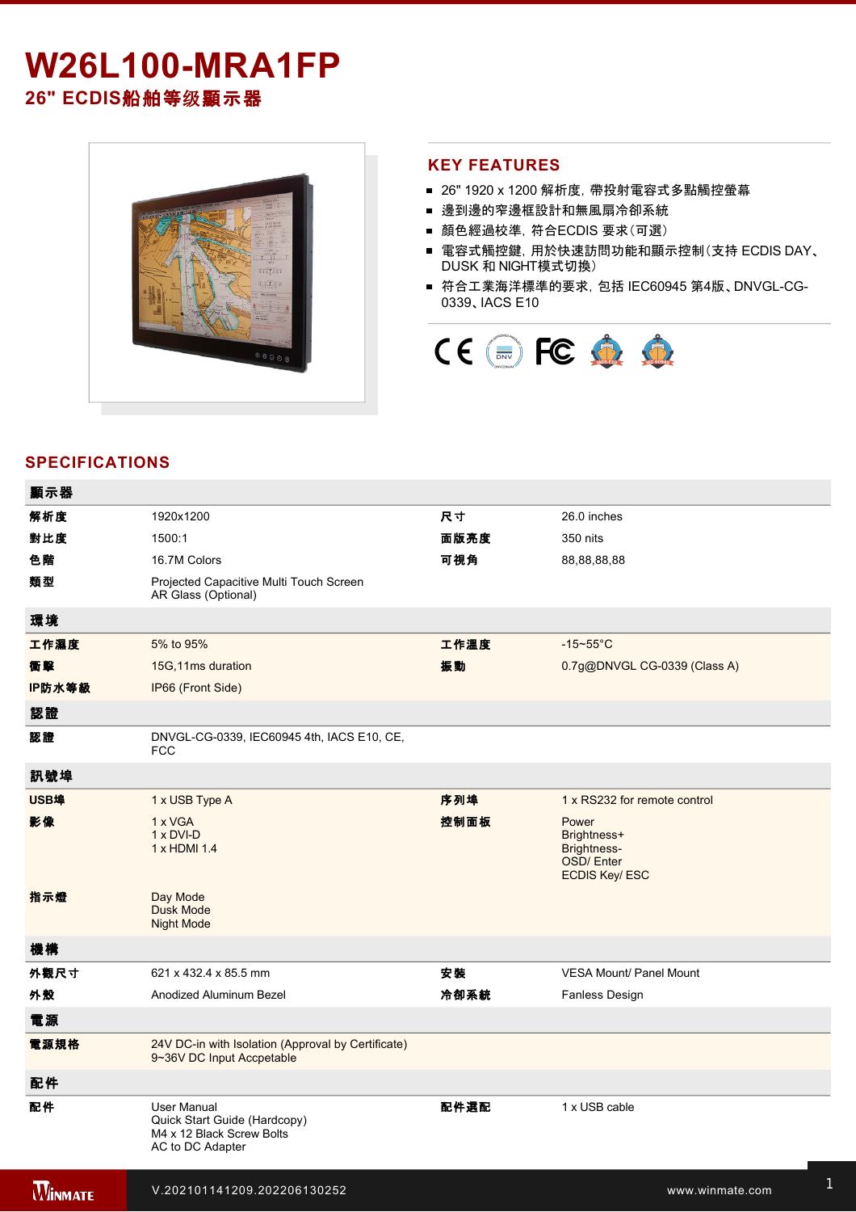# W26L100-MRA1FP

## 26" ECDIS船舶等级顯示器

## KEY FEATURES

- 26" 1920 x 1200 解析度，帶投射電容式多點觸控螢幕
- 邊到邊的窄邊框設計和無風扇冷卻系統
- 顏色經過校準，符合ECDIS 要求（可選）
- 電容式觸控鍵，用於快速訪問功能和顯示控制（支持 ECDIS DAY、DUSK 和 NIGHT模式切換）
- 符合工業海洋標準的要求，包括 IEC60945 第4版、DNVGL-CG-0339、IACS E10

## SPECIFICATIONS

| 顯示器 | | | |
|---|---|---|---|
| 解析度 | 1920x1200 | 尺寸 | 26.0 inches |
| 對比度 | 1500:1 | 面版亮度 | 350 nits |
| 色階 | 16.7M Colors | 可視角 | 88,88,88,88 |
| 類型 | Projected Capacitive Multi Touch Screen<br>AR Glass (Optional) | | |
| **環境** | | | |
| 工作濕度 | 5% to 95% | 工作溫度 | -15~55°C |
| 衝擊 | 15G,11ms duration | 振動 | 0.7g@DNVGL CG-0339 (Class A) |
| IP防水等級 | IP66 (Front Side) | | |
| **認證** | | | |
| 認證 | DNVGL-CG-0339, IEC60945 4th, IACS E10, CE, FCC | | |
| **訊號埠** | | | |
| USB埠 | 1 x USB Type A | 序列埠 | 1 x RS232 for remote control |
| 影像 | 1 x VGA<br>1 x DVI-D<br>1 x HDMI 1.4 | 控制面板 | Power<br>Brightness+<br>Brightness-<br>OSD/ Enter<br>ECDIS Key/ ESC |
| 指示燈 | Day Mode<br>Dusk Mode<br>Night Mode | | |
| **機構** | | | |
| 外觀尺寸 | 621 x 432.4 x 85.5 mm | 安裝 | VESA Mount/ Panel Mount |
| 外殼 | Anodized Aluminum Bezel | 冷卻系統 | Fanless Design |
| **電源** | | | |
| 電源規格 | 24V DC-in with Isolation (Approval by Certificate)<br>9~36V DC Input Accpetable | | |
| **配件** | | | |
| 配件 | User Manual<br>Quick Start Guide (Hardcopy)<br>M4 x 12 Black Screw Bolts<br>AC to DC Adapter | 配件選配 | 1 x USB cable |

V.202101141209.202206130252 www.winmate.com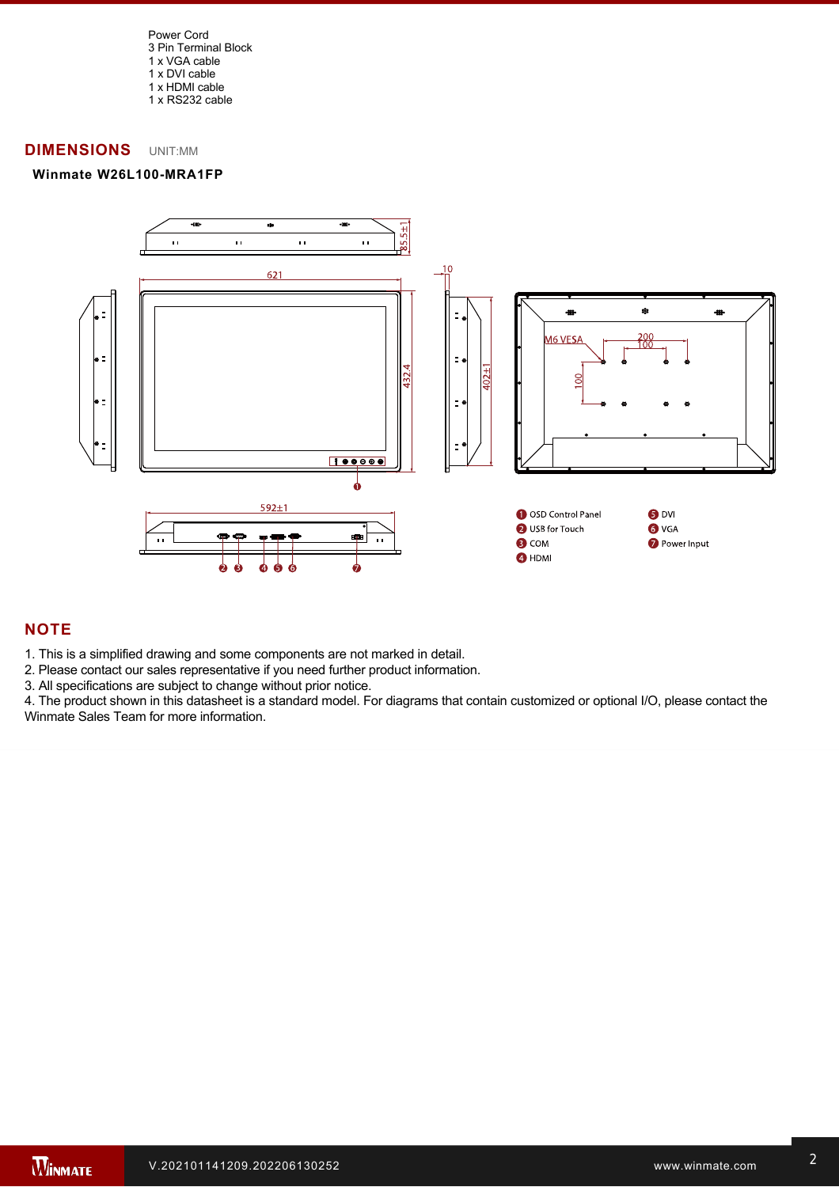Power Cord
3 Pin Terminal Block
1 x VGA cable
1 x DVI cable
1 x HDMI cable
1 x RS232 cable

## DIMENSIONS UNIT:MM

**Winmate W26L100-MRA1FP**

85.5±1
621
10
432.4
402±1
M6 VESA
200
100
100
592±1

1 OSD Control Panel
2 USB for Touch
3 COM
4 HDMI
5 DVI
6 VGA
7 Power Input

## NOTE

1. This is a simplified drawing and some components are not marked in detail.
2. Please contact our sales representative if you need further product information.
3. All specifications are subject to change without prior notice.
4. The product shown in this datasheet is a standard model. For diagrams that contain customized or optional I/O, please contact the Winmate Sales Team for more information.